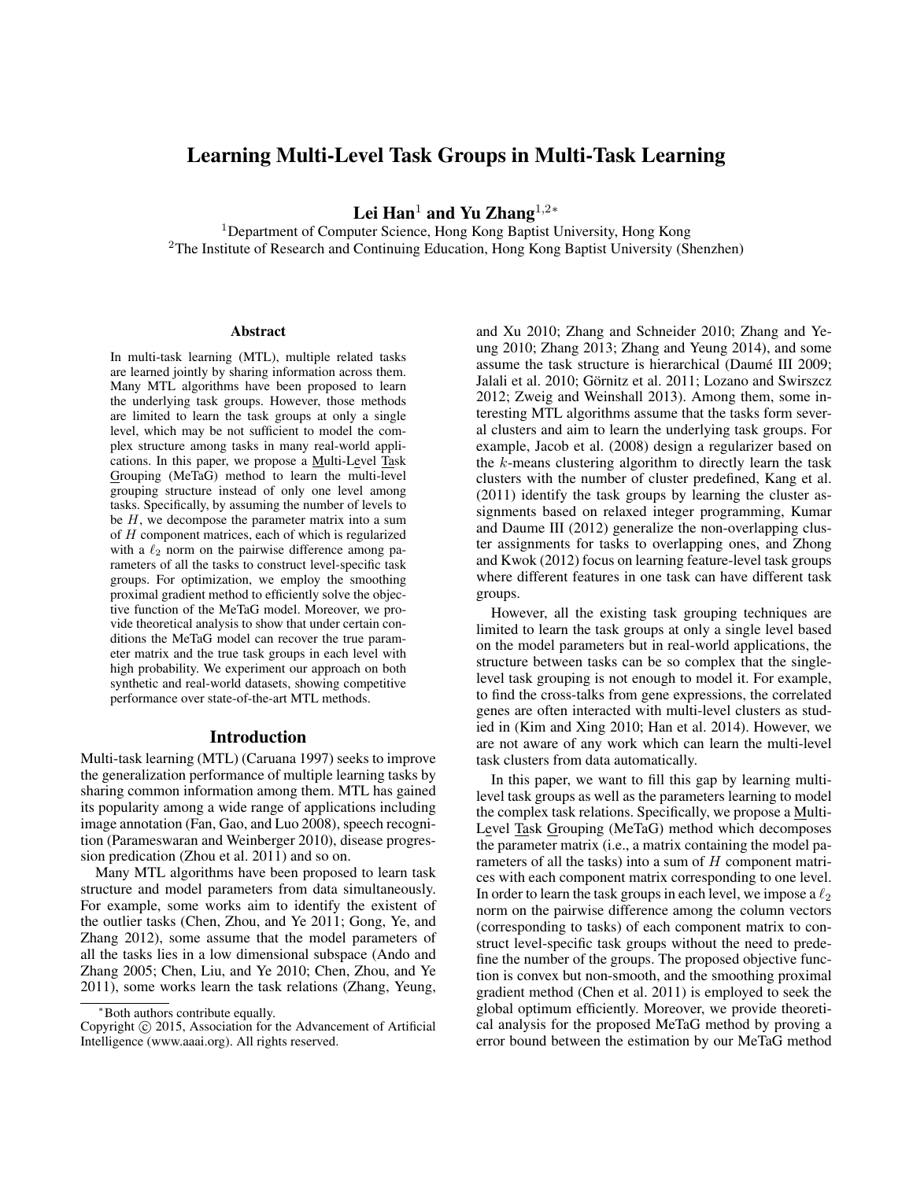# Learning Multi-Level Task Groups in Multi-Task Learning

**Lei Han[1] and Yu Zhang[1,2*]**

[1]Department of Computer Science, Hong Kong Baptist University, Hong Kong
[2]The Institute of Research and Continuing Education, Hong Kong Baptist University (Shenzhen)

## Abstract

In multi-task learning (MTL), multiple related tasks are learned jointly by sharing information across them. Many MTL algorithms have been proposed to learn the underlying task groups. However, those methods are limited to learn the task groups at only a single level, which may be not sufficient to model the complex structure among tasks in many real-world applications. In this paper, we propose a Multi-Level Task Grouping (MeTaG) method to learn the multi-level grouping structure instead of only one level among tasks. Specifically, by assuming the number of levels to be $H$, we decompose the parameter matrix into a sum of $H$ component matrices, each of which is regularized with a $\ell_2$ norm on the pairwise difference among parameters of all the tasks to construct level-specific task groups. For optimization, we employ the smoothing proximal gradient method to efficiently solve the objective function of the MeTaG model. Moreover, we provide theoretical analysis to show that under certain conditions the MeTaG model can recover the true parameter matrix and the true task groups in each level with high probability. We experiment our approach on both synthetic and real-world datasets, showing competitive performance over state-of-the-art MTL methods.

## Introduction

Multi-task learning (MTL) (Caruana 1997) seeks to improve the generalization performance of multiple learning tasks by sharing common information among them. MTL has gained its popularity among a wide range of applications including image annotation (Fan, Gao, and Luo 2008), speech recognition (Parameswaran and Weinberger 2010), disease progression predication (Zhou et al. 2011) and so on.

Many MTL algorithms have been proposed to learn task structure and model parameters from data simultaneously. For example, some works aim to identify the existent of the outlier tasks (Chen, Zhou, and Ye 2011; Gong, Ye, and Zhang 2012), some assume that the model parameters of all the tasks lies in a low dimensional subspace (Ando and Zhang 2005; Chen, Liu, and Ye 2010; Chen, Zhou, and Ye 2011), some works learn the task relations (Zhang, Yeung, and Xu 2010; Zhang and Schneider 2010; Zhang and Yeung 2010; Zhang 2013; Zhang and Yeung 2014), and some assume the task structure is hierarchical (Daumé III 2009; Jalali et al. 2010; Görnitz et al. 2011; Lozano and Swirszcz 2012; Zweig and Weinshall 2013). Among them, some interesting MTL algorithms assume that the tasks form several clusters and aim to learn the underlying task groups. For example, Jacob et al. (2008) design a regularizer based on the $k$-means clustering algorithm to directly learn the task clusters with the number of cluster predefined, Kang et al. (2011) identify the task groups by learning the cluster assignments based on relaxed integer programming, Kumar and Daume III (2012) generalize the non-overlapping cluster assignments for tasks to overlapping ones, and Zhong and Kwok (2012) focus on learning feature-level task groups where different features in one task can have different task groups.

However, all the existing task grouping techniques are limited to learn the task groups at only a single level based on the model parameters but in real-world applications, the structure between tasks can be so complex that the single-level task grouping is not enough to model it. For example, to find the cross-talks from gene expressions, the correlated genes are often interacted with multi-level clusters as studied in (Kim and Xing 2010; Han et al. 2014). However, we are not aware of any work which can learn the multi-level task clusters from data automatically.

In this paper, we want to fill this gap by learning multi-level task groups as well as the parameters learning to model the complex task relations. Specifically, we propose a Multi-Level Task Grouping (MeTaG) method which decomposes the parameter matrix (i.e., a matrix containing the model parameters of all the tasks) into a sum of $H$ component matrices with each component matrix corresponding to one level. In order to learn the task groups in each level, we impose a $\ell_2$ norm on the pairwise difference among the column vectors (corresponding to tasks) of each component matrix to construct level-specific task groups without the need to predefine the number of the groups. The proposed objective function is convex but non-smooth, and the smoothing proximal gradient method (Chen et al. 2011) is employed to seek the global optimum efficiently. Moreover, we provide theoretical analysis for the proposed MeTaG method by proving a error bound between the estimation by our MeTaG method

*Both authors contribute equally.

Copyright © 2015, Association for the Advancement of Artificial Intelligence (www.aaai.org). All rights reserved.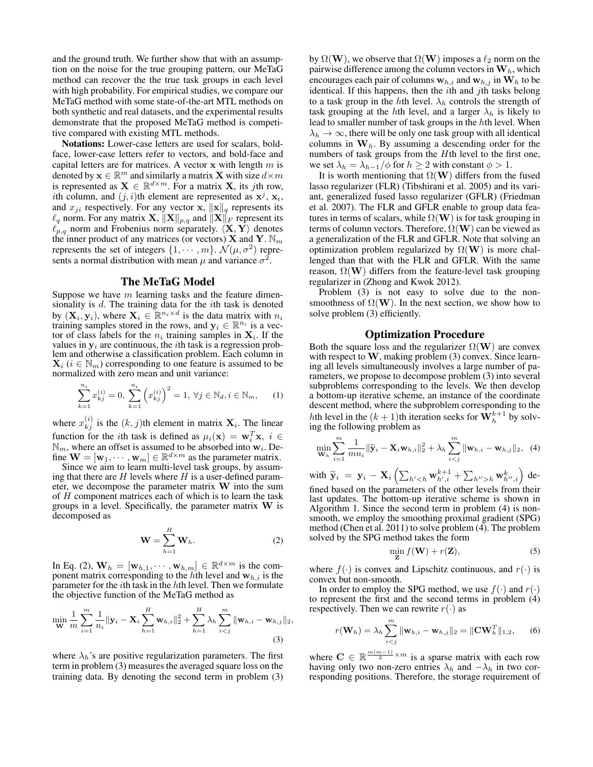and the ground truth. We further show that with an assumption on the noise for the true grouping pattern, our MeTaG method can recover the the true task groups in each level with high probability. For empirical studies, we compare our MeTaG method with some state-of-the-art MTL methods on both synthetic and real datasets, and the experimental results demonstrate that the proposed MeTaG method is competitive compared with existing MTL methods.

**Notations:** Lower-case letters are used for scalars, bold-face, lower-case letters refer to vectors, and bold-face and capital letters are for matrices. A vector $\mathbf{x}$ with length $m$ is denoted by $\mathbf{x} \in \mathbb{R}^m$ and similarly a matrix $\mathbf{X}$ with size $d \times m$ is represented as $\mathbf{X} \in \mathbb{R}^{d \times m}$. For a matrix $\mathbf{X}$, its $j$th row, $i$th column, and $(j, i)$th element are represented as $\mathbf{x}^j$, $\mathbf{x}_i$, and $x_{ji}$ respectively. For any vector $\mathbf{x}$, $\|\mathbf{x}\|_q$ represents its $\ell_q$ norm. For any matrix $\mathbf{X}$, $\|\mathbf{X}\|_{p,q}$ and $\|\mathbf{X}\|_F$ represent its $\ell_{p,q}$ norm and Frobenius norm separately. $\langle \mathbf{X}, \mathbf{Y} \rangle$ denotes the inner product of any matrices (or vectors) $\mathbf{X}$ and $\mathbf{Y}$. $\mathbb{N}_m$ represents the set of integers $\{1, \cdots, m\}$. $\mathcal{N}(\mu, \sigma^2)$ represents a normal distribution with mean $\mu$ and variance $\sigma^2$.

## The MeTaG Model

Suppose we have $m$ learning tasks and the feature dimensionality is $d$. The training data for the $i$th task is denoted by $(\mathbf{X}_i, \mathbf{y}_i)$, where $\mathbf{X}_i \in \mathbb{R}^{n_i \times d}$ is the data matrix with $n_i$ training samples stored in the rows, and $\mathbf{y}_i \in \mathbb{R}^{n_i}$ is a vector of class labels for the $n_i$ training samples in $\mathbf{X}_i$. If the values in $\mathbf{y}_i$ are continuous, the $i$th task is a regression problem and otherwise a classification problem. Each column in $\mathbf{X}_i$ ($i \in \mathbb{N}_m$) corresponding to one feature is assumed to be normalized with zero mean and unit variance:

$$\sum_{k=1}^{n_i} x_{kj}^{(i)} = 0, \; \sum_{k=1}^{n_i} \left( x_{kj}^{(i)} \right)^2 = 1, \; \forall j \in \mathbb{N}_d, i \in \mathbb{N}_m, \qquad (1)$$

where $x_{kj}^{(i)}$ is the $(k, j)$th element in matrix $\mathbf{X}_i$. The linear function for the $i$th task is defined as $\mu_i(\mathbf{x}) = \mathbf{w}_i^T \mathbf{x}$, $i \in \mathbb{N}_m$, where an offset is assumed to be absorbed into $\mathbf{w}_i$. Define $\mathbf{W} = [\mathbf{w}_1, \cdots, \mathbf{w}_m] \in \mathbb{R}^{d \times m}$ as the parameter matrix.

Since we aim to learn multi-level task groups, by assuming that there are $H$ levels where $H$ is a user-defined parameter, we decompose the parameter matrix $\mathbf{W}$ into the sum of $H$ component matrices each of which is to learn the task groups in a level. Specifically, the parameter matrix $\mathbf{W}$ is decomposed as

$$\mathbf{W} = \sum_{h=1}^{H} \mathbf{W}_h. \qquad (2)$$

In Eq. (2), $\mathbf{W}_h = [\mathbf{w}_{h,1}, \cdots, \mathbf{w}_{h,m}] \in \mathbb{R}^{d \times m}$ is the component matrix corresponding to the $h$th level and $\mathbf{w}_{h,i}$ is the parameter for the $i$th task in the $h$th level. Then we formulate the objective function of the MeTaG method as

$$\min_{\mathbf{W}} \frac{1}{m} \sum_{i=1}^{m} \frac{1}{n_i} \|\mathbf{y}_i - \mathbf{X}_i \sum_{h=1}^{H} \mathbf{w}_{h,i}\|_2^2 + \sum_{h=1}^{H} \lambda_h \sum_{i<j}^{m} \|\mathbf{w}_{h,i} - \mathbf{w}_{h,j}\|_2, \qquad (3)$$

where $\lambda_h$'s are positive regularization parameters. The first term in problem (3) measures the averaged square loss on the training data. By denoting the second term in problem (3) by $\Omega(\mathbf{W})$, we observe that $\Omega(\mathbf{W})$ imposes a $\ell_2$ norm on the pairwise difference among the column vectors in $\mathbf{W}_h$, which encourages each pair of columns $\mathbf{w}_{h,i}$ and $\mathbf{w}_{h,j}$ in $\mathbf{W}_h$ to be identical. If this happens, then the $i$th and $j$th tasks belong to a task group in the $h$th level. $\lambda_h$ controls the strength of task grouping at the $h$th level, and a larger $\lambda_h$ is likely to lead to smaller number of task groups in the $h$th level. When $\lambda_h \to \infty$, there will be only one task group with all identical columns in $\mathbf{W}_h$. By assuming a descending order for the numbers of task groups from the $H$th level to the first one, we set $\lambda_h = \lambda_{h-1}/\phi$ for $h \geq 2$ with constant $\phi > 1$.

It is worth mentioning that $\Omega(\mathbf{W})$ differs from the fused lasso regularizer (FLR) (Tibshirani et al. 2005) and its variant, generalized fused lasso regularizer (GFLR) (Friedman et al. 2007). The FLR and GFLR enable to group data features in terms of scalars, while $\Omega(\mathbf{W})$ is for task grouping in terms of column vectors. Therefore, $\Omega(\mathbf{W})$ can be viewed as a generalization of the FLR and GFLR. Note that solving an optimization problem regularized by $\Omega(\mathbf{W})$ is more challenged than that with the FLR and GFLR. With the same reason, $\Omega(\mathbf{W})$ differs from the feature-level task grouping regularizer in (Zhong and Kwok 2012).

Problem (3) is not easy to solve due to the non-smoothness of $\Omega(\mathbf{W})$. In the next section, we show how to solve problem (3) efficiently.

## Optimization Procedure

Both the square loss and the regularizer $\Omega(\mathbf{W})$ are convex with respect to $\mathbf{W}$, making problem (3) convex. Since learning all levels simultaneously involves a large number of parameters, we propose to decompose problem (3) into several subproblems corresponding to the levels. We then develop a bottom-up iterative scheme, an instance of the coordinate descent method, where the subproblem corresponding to the $h$th level in the $(k+1)$th iteration seeks for $\mathbf{W}_h^{k+1}$ by solving the following problem as

$$\min_{\mathbf{W}_h} \sum_{i=1}^{m} \frac{1}{mn_i} \|\widetilde{\mathbf{y}}_i - \mathbf{X}_i \mathbf{w}_{h,i}\|_2^2 + \lambda_h \sum_{i<j}^{m} \|\mathbf{w}_{h,i} - \mathbf{w}_{h,j}\|_2, \qquad (4)$$

with $\widetilde{\mathbf{y}}_i = \mathbf{y}_i - \mathbf{X}_i \left( \sum_{h'<h} \mathbf{w}_{h',i}^{k+1} + \sum_{h''>h} \mathbf{w}_{h'',i}^{k} \right)$ defined based on the parameters of the other levels from their last updates. The bottom-up iterative scheme is shown in Algorithm 1. Since the second term in problem (4) is non-smooth, we employ the smoothing proximal gradient (SPG) method (Chen et al. 2011) to solve problem (4). The problem solved by the SPG method takes the form

$$\min_{\mathbf{Z}} f(\mathbf{W}) + r(\mathbf{Z}), \qquad (5)$$

where $f(\cdot)$ is convex and Lipschitz continuous, and $r(\cdot)$ is convex but non-smooth.

In order to employ the SPG method, we use $f(\cdot)$ and $r(\cdot)$ to represent the first and the second terms in problem (4) respectively. Then we can rewrite $r(\cdot)$ as

$$r(\mathbf{W}_h) = \lambda_h \sum_{i<j}^{m} \|\mathbf{w}_{h,i} - \mathbf{w}_{h,j}\|_2 = \|\mathbf{C}\mathbf{W}_h^T\|_{1,2}, \qquad (6)$$

where $\mathbf{C} \in \mathbb{R}^{\frac{m(m-1)}{2} \times m}$ is a sparse matrix with each row having only two non-zero entries $\lambda_h$ and $-\lambda_h$ in two corresponding positions. Therefore, the storage requirement of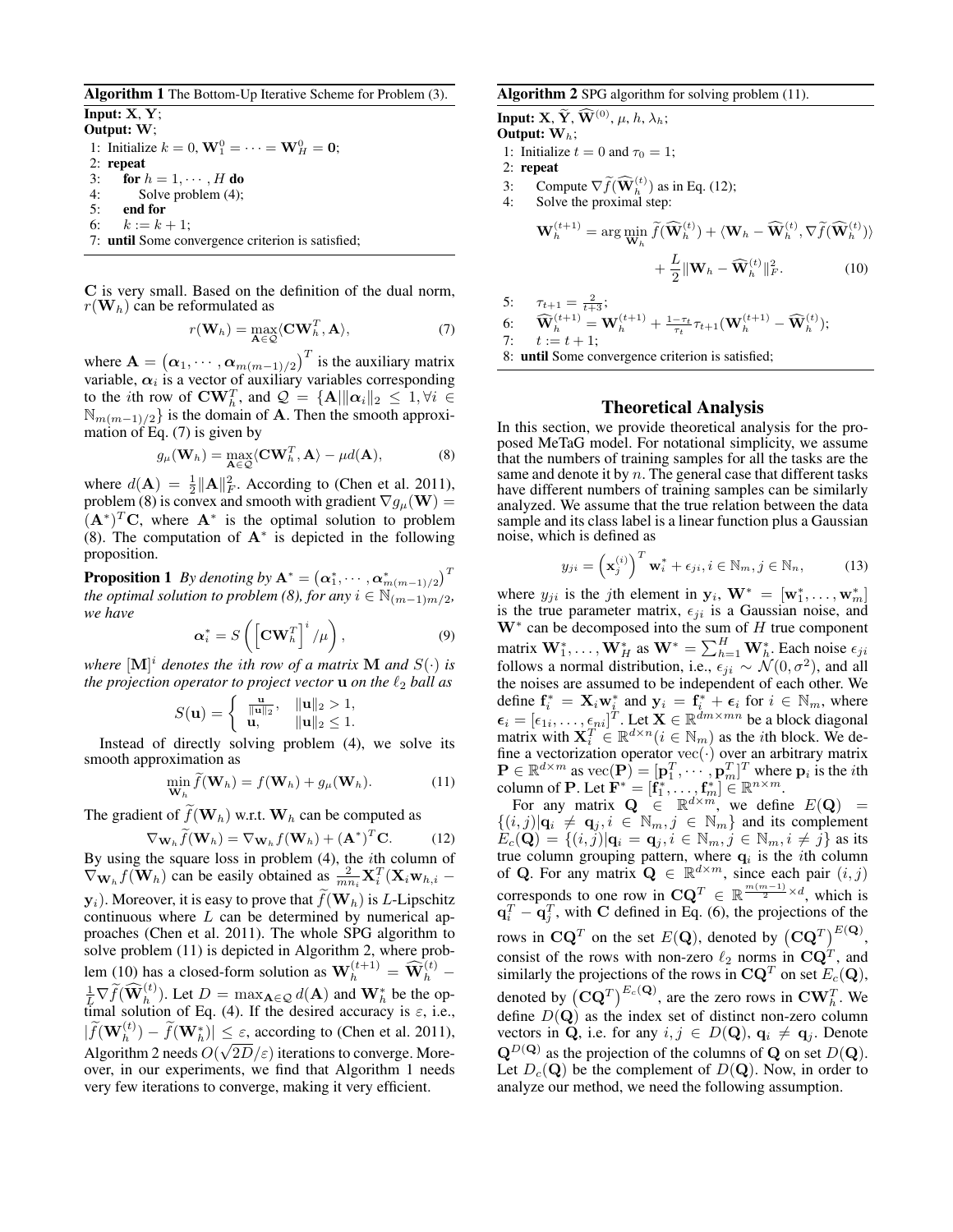**Algorithm 1** The Bottom-Up Iterative Scheme for Problem (3).

**Input:** $\mathbf{X}$, $\mathbf{Y}$;
**Output:** $\mathbf{W}$;
1: Initialize $k = 0$, $\mathbf{W}_1^0 = \cdots = \mathbf{W}_H^0 = \mathbf{0}$;
2: **repeat**
3: &nbsp;&nbsp;&nbsp;**for** $h = 1, \cdots, H$ **do**
4: &nbsp;&nbsp;&nbsp;&nbsp;&nbsp;&nbsp;Solve problem (4);
5: &nbsp;&nbsp;&nbsp;**end for**
6: &nbsp;&nbsp;&nbsp;$k := k + 1$;
7: **until** Some convergence criterion is satisfied;

$\mathbf{C}$ is very small. Based on the definition of the dual norm, $r(\mathbf{W}_h)$ can be reformulated as

$$r(\mathbf{W}_h) = \max_{\mathbf{A}\in\mathcal{Q}} \langle \mathbf{C}\mathbf{W}_h^T, \mathbf{A}\rangle, \tag{7}$$

where $\mathbf{A} = \left(\boldsymbol{\alpha}_1, \cdots, \boldsymbol{\alpha}_{m(m-1)/2}\right)^T$ is the auxiliary matrix variable, $\boldsymbol{\alpha}_i$ is a vector of auxiliary variables corresponding to the $i$th row of $\mathbf{C}\mathbf{W}_h^T$, and $\mathcal{Q} = \{\mathbf{A} \| \|\boldsymbol{\alpha}_i\|_2 \leq 1, \forall i \in \mathbb{N}_{m(m-1)/2}\}$ is the domain of $\mathbf{A}$. Then the smooth approximation of Eq. (7) is given by

$$g_\mu(\mathbf{W}_h) = \max_{\mathbf{A}\in\mathcal{Q}} \langle \mathbf{C}\mathbf{W}_h^T, \mathbf{A}\rangle - \mu d(\mathbf{A}), \tag{8}$$

where $d(\mathbf{A}) = \frac{1}{2}\|\mathbf{A}\|_F^2$. According to (Chen et al. 2011), problem (8) is convex and smooth with gradient $\nabla g_\mu(\mathbf{W}) = (\mathbf{A}^*)^T\mathbf{C}$, where $\mathbf{A}^*$ is the optimal solution to problem (8). The computation of $\mathbf{A}^*$ is depicted in the following proposition.

**Proposition 1** *By denoting by $\mathbf{A}^* = \left(\boldsymbol{\alpha}_1^*, \cdots, \boldsymbol{\alpha}_{m(m-1)/2}^*\right)^T$ the optimal solution to problem (8), for any $i \in \mathbb{N}_{(m-1)m/2}$, we have*

$$\boldsymbol{\alpha}_i^* = S\left(\left[\mathbf{C}\mathbf{W}_h^T\right]^i / \mu\right), \tag{9}$$

*where $[\mathbf{M}]^i$ denotes the $i$th row of a matrix $\mathbf{M}$ and $S(\cdot)$ is the projection operator to project vector $\mathbf{u}$ on the $\ell_2$ ball as*

$$S(\mathbf{u}) = \begin{cases} \frac{\mathbf{u}}{\|\mathbf{u}\|_2}, & \|\mathbf{u}\|_2 > 1, \\ \mathbf{u}, & \|\mathbf{u}\|_2 \leq 1. \end{cases}$$

Instead of directly solving problem (4), we solve its smooth approximation as

$$\min_{\mathbf{W}_h} \widetilde{f}(\mathbf{W}_h) = f(\mathbf{W}_h) + g_\mu(\mathbf{W}_h). \tag{11}$$

The gradient of $\widetilde{f}(\mathbf{W}_h)$ w.r.t. $\mathbf{W}_h$ can be computed as

$$\nabla_{\mathbf{W}_h} \widetilde{f}(\mathbf{W}_h) = \nabla_{\mathbf{W}_h} f(\mathbf{W}_h) + (\mathbf{A}^*)^T\mathbf{C}. \tag{12}$$

By using the square loss in problem (4), the $i$th column of $\nabla_{\mathbf{W}_h} f(\mathbf{W}_h)$ can be easily obtained as $\frac{2}{mn_i}\mathbf{X}_i^T(\mathbf{X}_i\mathbf{w}_{h,i} - \mathbf{y}_i)$. Moreover, it is easy to prove that $\widetilde{f}(\mathbf{W}_h)$ is $L$-Lipschitz continuous where $L$ can be determined by numerical approaches (Chen et al. 2011). The whole SPG algorithm to solve problem (11) is depicted in Algorithm 2, where problem (10) has a closed-form solution as $\mathbf{W}_h^{(t+1)} = \widehat{\mathbf{W}}_h^{(t)} - \frac{1}{L}\nabla\widetilde{f}(\widehat{\mathbf{W}}_h^{(t)})$. Let $D = \max_{\mathbf{A}\in\mathcal{Q}} d(\mathbf{A})$ and $\mathbf{W}_h^*$ be the optimal solution of Eq. (4). If the desired accuracy is $\varepsilon$, i.e., $|\widetilde{f}(\mathbf{W}_h^{(t)}) - \widetilde{f}(\mathbf{W}_h^*)| \leq \varepsilon$, according to (Chen et al. 2011), Algorithm 2 needs $O(\sqrt{2D}/\varepsilon)$ iterations to converge. Moreover, in our experiments, we find that Algorithm 1 needs very few iterations to converge, making it very efficient.

**Algorithm 2** SPG algorithm for solving problem (11).

**Input:** $\mathbf{X}$, $\widetilde{\mathbf{Y}}$, $\widehat{\mathbf{W}}^{(0)}$, $\mu$, $h$, $\lambda_h$;
**Output:** $\mathbf{W}_h$;
1: Initialize $t = 0$ and $\tau_0 = 1$;
2: **repeat**
3: &nbsp;&nbsp;&nbsp;Compute $\nabla\widetilde{f}(\widehat{\mathbf{W}}_h^{(t)})$ as in Eq. (12);
4: &nbsp;&nbsp;&nbsp;Solve the proximal step:

$$\mathbf{W}_h^{(t+1)} = \arg\min_{\mathbf{W}_h} \widetilde{f}(\widehat{\mathbf{W}}_h^{(t)}) + \langle \mathbf{W}_h - \widehat{\mathbf{W}}_h^{(t)}, \nabla\widetilde{f}(\widehat{\mathbf{W}}_h^{(t)})\rangle + \frac{L}{2}\|\mathbf{W}_h - \widehat{\mathbf{W}}_h^{(t)}\|_F^2. \tag{10}$$

5: &nbsp;&nbsp;&nbsp;$\tau_{t+1} = \frac{2}{t+3}$;
6: &nbsp;&nbsp;&nbsp;$\widehat{\mathbf{W}}_h^{(t+1)} = \mathbf{W}_h^{(t+1)} + \frac{1-\tau_t}{\tau_t}\tau_{t+1}(\mathbf{W}_h^{(t+1)} - \widehat{\mathbf{W}}_h^{(t)})$;
7: &nbsp;&nbsp;&nbsp;$t := t + 1$;
8: **until** Some convergence criterion is satisfied;

## Theoretical Analysis

In this section, we provide theoretical analysis for the proposed MeTaG model. For notational simplicity, we assume that the numbers of training samples for all the tasks are the same and denote it by $n$. The general case that different tasks have different numbers of training samples can be similarly analyzed. We assume that the true relation between the data sample and its class label is a linear function plus a Gaussian noise, which is defined as

$$y_{ji} = \left(\mathbf{x}_j^{(i)}\right)^T \mathbf{w}_i^* + \epsilon_{ji}, i \in \mathbb{N}_m, j \in \mathbb{N}_n, \tag{13}$$

where $y_{ji}$ is the $j$th element in $\mathbf{y}_i$, $\mathbf{W}^* = [\mathbf{w}_1^*, \ldots, \mathbf{w}_m^*]$ is the true parameter matrix, $\epsilon_{ji}$ is a Gaussian noise, and $\mathbf{W}^*$ can be decomposed into the sum of $H$ true component matrix $\mathbf{W}_1^*, \ldots, \mathbf{W}_H^*$ as $\mathbf{W}^* = \sum_{h=1}^H \mathbf{W}_h^*$. Each noise $\epsilon_{ji}$ follows a normal distribution, i.e., $\epsilon_{ji} \sim \mathcal{N}(0, \sigma^2)$, and all the noises are assumed to be independent of each other. We define $\mathbf{f}_i^* = \mathbf{X}_i\mathbf{w}_i^*$ and $\mathbf{y}_i = \mathbf{f}_i^* + \boldsymbol{\epsilon}_i$ for $i \in \mathbb{N}_m$, where $\boldsymbol{\epsilon}_i = [\epsilon_{1i}, \ldots, \epsilon_{ni}]^T$. Let $\mathbf{X} \in \mathbb{R}^{dm\times mn}$ be a block diagonal matrix with $\mathbf{X}_i^T \in \mathbb{R}^{d\times n} (i \in \mathbb{N}_m)$ as the $i$th block. We define a vectorization operator $\mathrm{vec}(\cdot)$ over an arbitrary matrix $\mathbf{P} \in \mathbb{R}^{d\times m}$ as $\mathrm{vec}(\mathbf{P}) = [\mathbf{p}_1^T, \cdots, \mathbf{p}_m^T]^T$ where $\mathbf{p}_i$ is the $i$th column of $\mathbf{P}$. Let $\mathbf{F}^* = [\mathbf{f}_1^*, \ldots, \mathbf{f}_m^*] \in \mathbb{R}^{n\times m}$.

For any matrix $\mathbf{Q} \in \mathbb{R}^{d\times m}$, we define $E(\mathbf{Q}) = \{(i,j) | \mathbf{q}_i \neq \mathbf{q}_j, i \in \mathbb{N}_m, j \in \mathbb{N}_m\}$ and its complement $E_c(\mathbf{Q}) = \{(i,j) | \mathbf{q}_i = \mathbf{q}_j, i \in \mathbb{N}_m, j \in \mathbb{N}_m, i \neq j\}$ as its true column grouping pattern, where $\mathbf{q}_i$ is the $i$th column of $\mathbf{Q}$. For any matrix $\mathbf{Q} \in \mathbb{R}^{d\times m}$, since each pair $(i,j)$ corresponds to one row in $\mathbf{C}\mathbf{Q}^T \in \mathbb{R}^{\frac{m(m-1)}{2}\times d}$, which is $\mathbf{q}_i^T - \mathbf{q}_j^T$, with $\mathbf{C}$ defined in Eq. (6), the projections of the rows in $\mathbf{C}\mathbf{Q}^T$ on the set $E(\mathbf{Q})$, denoted by $\left(\mathbf{C}\mathbf{Q}^T\right)^{E(\mathbf{Q})}$, consist of the rows with non-zero $\ell_2$ norms in $\mathbf{C}\mathbf{Q}^T$, and similarly the projections of the rows in $\mathbf{C}\mathbf{Q}^T$ on set $E_c(\mathbf{Q})$, denoted by $\left(\mathbf{C}\mathbf{Q}^T\right)^{E_c(\mathbf{Q})}$, are the zero rows in $\mathbf{C}\mathbf{W}_h^T$. We define $D(\mathbf{Q})$ as the index set of distinct non-zero column vectors in $\mathbf{Q}$, i.e. for any $i, j \in D(\mathbf{Q})$, $\mathbf{q}_i \neq \mathbf{q}_j$. Denote $\mathbf{Q}^{D(\mathbf{Q})}$ as the projection of the columns of $\mathbf{Q}$ on set $D(\mathbf{Q})$. Let $D_c(\mathbf{Q})$ be the complement of $D(\mathbf{Q})$. Now, in order to analyze our method, we need the following assumption.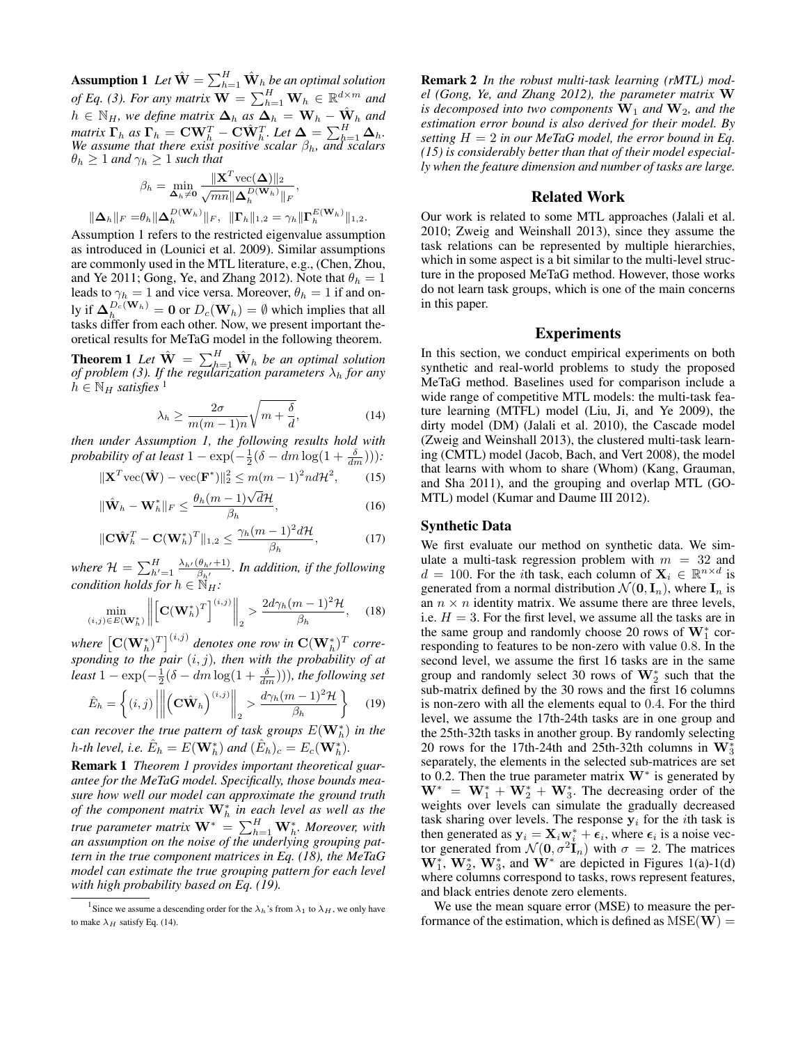**Assumption 1** *Let $\hat{\mathbf{W}} = \sum_{h=1}^{H} \hat{\mathbf{W}}_h$ be an optimal solution of Eq. (3). For any matrix $\mathbf{W} = \sum_{h=1}^{H} \mathbf{W}_h \in \mathbb{R}^{d\times m}$ and $h \in \mathbb{N}_H$, we define matrix $\mathbf{\Delta}_h$ as $\mathbf{\Delta}_h = \mathbf{W}_h - \hat{\mathbf{W}}_h$ and matrix $\mathbf{\Gamma}_h$ as $\mathbf{\Gamma}_h = \mathbf{C}\mathbf{W}_h^T - \mathbf{C}\hat{\mathbf{W}}_h^T$. Let $\mathbf{\Delta} = \sum_{h=1}^{H} \mathbf{\Delta}_h$. We assume that there exist positive scalar $\beta_h$, and scalars $\theta_h \geq 1$ and $\gamma_h \geq 1$ such that*

$$\beta_h = \min_{\mathbf{\Delta}_h \neq \mathbf{0}} \frac{\|\mathbf{X}^T \mathrm{vec}(\mathbf{\Delta})\|_2}{\sqrt{mn}\|\mathbf{\Delta}_h^{D(\mathbf{W}_h)}\|_F},$$

$$\|\mathbf{\Delta}_h\|_F = \theta_h \|\mathbf{\Delta}_h^{D(\mathbf{W}_h)}\|_F, \ \ \|\mathbf{\Gamma}_h\|_{1,2} = \gamma_h \|\mathbf{\Gamma}_h^{E(\mathbf{W}_h)}\|_{1,2}.$$

Assumption 1 refers to the restricted eigenvalue assumption as introduced in (Lounici et al. 2009). Similar assumptions are commonly used in the MTL literature, e.g., (Chen, Zhou, and Ye 2011; Gong, Ye, and Zhang 2012). Note that $\theta_h = 1$ leads to $\gamma_h = 1$ and vice versa. Moreover, $\theta_h = 1$ if and only if $\mathbf{\Delta}_h^{D_c(\mathbf{W}_h)} = \mathbf{0}$ or $D_c(\mathbf{W}_h) = \emptyset$ which implies that all tasks differ from each other. Now, we present important theoretical results for MeTaG model in the following theorem.

**Theorem 1** *Let $\hat{\mathbf{W}} = \sum_{h=1}^{H} \hat{\mathbf{W}}_h$ be an optimal solution of problem (3). If the regularization parameters $\lambda_h$ for any $h \in \mathbb{N}_H$ satisfies* [1]

$$\lambda_h \geq \frac{2\sigma}{m(m-1)n}\sqrt{m + \frac{\delta}{d}}, \tag{14}$$

*then under Assumption 1, the following results hold with probability of at least $1 - \exp(-\frac{1}{2}(\delta - dm\log(1 + \frac{\delta}{dm})))$:*

$$\|\mathbf{X}^T \mathrm{vec}(\hat{\mathbf{W}}) - \mathrm{vec}(\mathbf{F}^*)\|_2^2 \leq m(m-1)^2 nd\mathcal{H}^2, \tag{15}$$

$$\|\hat{\mathbf{W}}_h - \mathbf{W}_h^*\|_F \leq \frac{\theta_h(m-1)\sqrt{d}\mathcal{H}}{\beta_h}, \tag{16}$$

$$\|\mathbf{C}\hat{\mathbf{W}}_h^T - \mathbf{C}(\mathbf{W}_h^*)^T\|_{1,2} \leq \frac{\gamma_h(m-1)^2 d\mathcal{H}}{\beta_h}, \tag{17}$$

*where $\mathcal{H} = \sum_{h'=1}^{H} \frac{\lambda_{h'}(\theta_{h'}+1)}{\beta_{h'}}$. In addition, if the following condition holds for $h \in \mathbb{N}_H$:*

$$\min_{(i,j)\in E(\mathbf{W}_h^*)} \left\| \left[\mathbf{C}(\mathbf{W}_h^*)^T\right]^{(i,j)} \right\|_2 > \frac{2d\gamma_h(m-1)^2\mathcal{H}}{\beta_h}, \tag{18}$$

*where $\left[\mathbf{C}(\mathbf{W}_h^*)^T\right]^{(i,j)}$ denotes one row in $\mathbf{C}(\mathbf{W}_h^*)^T$ corresponding to the pair $(i,j)$, then with the probability of at least $1 - \exp(-\frac{1}{2}(\delta - dm\log(1 + \frac{\delta}{dm})))$, the following set*

$$\hat{E}_h = \left\{ (i,j) \left| \left\| \left(\mathbf{C}\hat{\mathbf{W}}_h\right)^{(i,j)} \right\|_2 > \frac{d\gamma_h(m-1)^2\mathcal{H}}{\beta_h} \right. \right\} \tag{19}$$

*can recover the true pattern of task groups $E(\mathbf{W}_h^*)$ in the $h$-th level, i.e. $\hat{E}_h = E(\mathbf{W}_h^*)$ and $(\hat{E}_h)_c = E_c(\mathbf{W}_h^*)$.*

**Remark 1** *Theorem 1 provides important theoretical guarantee for the MeTaG model. Specifically, those bounds measure how well our model can approximate the ground truth of the component matrix $\mathbf{W}_h^*$ in each level as well as the true parameter matrix $\mathbf{W}^* = \sum_{h=1}^{H} \mathbf{W}_h^*$. Moreover, with an assumption on the noise of the underlying grouping pattern in the true component matrices in Eq. (18), the MeTaG model can estimate the true grouping pattern for each level with high probability based on Eq. (19).*

[1] Since we assume a descending order for the $\lambda_h$'s from $\lambda_1$ to $\lambda_H$, we only have to make $\lambda_H$ satisfy Eq. (14).

**Remark 2** *In the robust multi-task learning (rMTL) model (Gong, Ye, and Zhang 2012), the parameter matrix $\mathbf{W}$ is decomposed into two components $\mathbf{W}_1$ and $\mathbf{W}_2$, and the estimation error bound is also derived for their model. By setting $H = 2$ in our MeTaG model, the error bound in Eq. (15) is considerably better than that of their model especially when the feature dimension and number of tasks are large.*

## Related Work

Our work is related to some MTL approaches (Jalali et al. 2010; Zweig and Weinshall 2013), since they assume the task relations can be represented by multiple hierarchies, which in some aspect is a bit similar to the multi-level structure in the proposed MeTaG method. However, those works do not learn task groups, which is one of the main concerns in this paper.

## Experiments

In this section, we conduct empirical experiments on both synthetic and real-world problems to study the proposed MeTaG method. Baselines used for comparison include a wide range of competitive MTL models: the multi-task feature learning (MTFL) model (Liu, Ji, and Ye 2009), the dirty model (DM) (Jalali et al. 2010), the Cascade model (Zweig and Weinshall 2013), the clustered multi-task learning (CMTL) model (Jacob, Bach, and Vert 2008), the model that learns with whom to share (Whom) (Kang, Grauman, and Sha 2011), and the grouping and overlap MTL (GO-MTL) model (Kumar and Daume III 2012).

### Synthetic Data

We first evaluate our method on synthetic data. We simulate a multi-task regression problem with $m = 32$ and $d = 100$. For the $i$th task, each column of $\mathbf{X}_i \in \mathbb{R}^{n\times d}$ is generated from a normal distribution $\mathcal{N}(\mathbf{0}, \mathbf{I}_n)$, where $\mathbf{I}_n$ is an $n \times n$ identity matrix. We assume there are three levels, i.e. $H = 3$. For the first level, we assume all the tasks are in the same group and randomly choose 20 rows of $\mathbf{W}_1^*$ corresponding to features to be non-zero with value 0.8. In the second level, we assume the first 16 tasks are in the same group and randomly select 30 rows of $\mathbf{W}_2^*$ such that the sub-matrix defined by the 30 rows and the first 16 columns is non-zero with all the elements equal to 0.4. For the third level, we assume the 17th-24th tasks are in one group and the 25th-32th tasks in another group. By randomly selecting 20 rows for the 17th-24th and 25th-32th columns in $\mathbf{W}_3^*$ separately, the elements in the selected sub-matrices are set to 0.2. Then the true parameter matrix $\mathbf{W}^*$ is generated by $\mathbf{W}^* = \mathbf{W}_1^* + \mathbf{W}_2^* + \mathbf{W}_3^*$. The decreasing order of the weights over levels can simulate the gradually decreased task sharing over levels. The response $\mathbf{y}_i$ for the $i$th task is then generated as $\mathbf{y}_i = \mathbf{X}_i\mathbf{w}_i^* + \boldsymbol{\epsilon}_i$, where $\boldsymbol{\epsilon}_i$ is a noise vector generated from $\mathcal{N}(\mathbf{0}, \sigma^2\mathbf{I}_n)$ with $\sigma = 2$. The matrices $\mathbf{W}_1^*$, $\mathbf{W}_2^*$, $\mathbf{W}_3^*$, and $\mathbf{W}^*$ are depicted in Figures 1(a)-1(d) where columns correspond to tasks, rows represent features, and black entries denote zero elements.

We use the mean square error (MSE) to measure the performance of the estimation, which is defined as $\mathrm{MSE}(\mathbf{W}) =$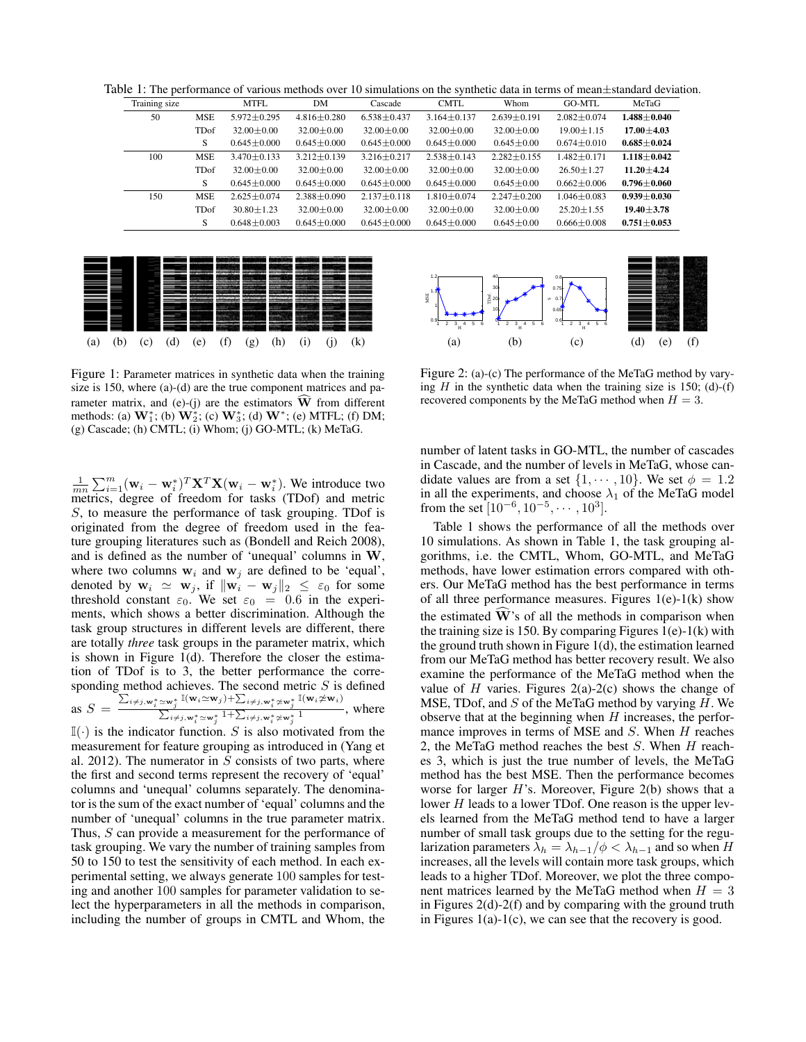Table 1: The performance of various methods over 10 simulations on the synthetic data in terms of mean±standard deviation.

| Training size | | MTFL | DM | Cascade | CMTL | Whom | GO-MTL | MeTaG |
|---|---|---|---|---|---|---|---|---|
| 50 | MSE | 5.972±0.295 | 4.816±0.280 | 6.538±0.437 | 3.164±0.137 | 2.639±0.191 | 2.082±0.074 | **1.488±0.040** |
| | TDof | 32.00±0.00 | 32.00±0.00 | 32.00±0.00 | 32.00±0.00 | 32.00±0.00 | 19.00±1.15 | **17.00±4.03** |
| | S | 0.645±0.000 | 0.645±0.000 | 0.645±0.000 | 0.645±0.000 | 0.645±0.00 | 0.674±0.010 | **0.685±0.024** |
| 100 | MSE | 3.470±0.133 | 3.212±0.139 | 3.216±0.217 | 2.538±0.143 | 2.282±0.155 | 1.482±0.171 | **1.118±0.042** |
| | TDof | 32.00±0.00 | 32.00±0.00 | 32.00±0.00 | 32.00±0.00 | 32.00±0.00 | 26.50±1.27 | **11.20±4.24** |
| | S | 0.645±0.000 | 0.645±0.000 | 0.645±0.000 | 0.645±0.000 | 0.645±0.00 | 0.662±0.006 | **0.796±0.060** |
| 150 | MSE | 2.625±0.074 | 2.388±0.090 | 2.137±0.118 | 1.810±0.074 | 2.247±0.200 | 1.046±0.083 | **0.939±0.030** |
| | TDof | 30.80±1.23 | 32.00±0.00 | 32.00±0.00 | 32.00±0.00 | 32.00±0.00 | 25.20±1.55 | **19.40±3.78** |
| | S | 0.648±0.003 | 0.645±0.000 | 0.645±0.000 | 0.645±0.000 | 0.645±0.00 | 0.666±0.008 | **0.751±0.053** |

(a) (b) (c) (d) (e) (f) (g) (h) (i) (j) (k)

Figure 1: Parameter matrices in synthetic data when the training size is 150, where (a)-(d) are the true component matrices and parameter matrix, and (e)-(j) are the estimators $\widehat{\mathbf{W}}$ from different methods: (a) $\mathbf{W}_1^*$; (b) $\mathbf{W}_2^*$; (c) $\mathbf{W}_3^*$; (d) $\mathbf{W}^*$; (e) MTFL; (f) DM; (g) Cascade; (h) CMTL; (i) Whom; (j) GO-MTL; (k) MeTaG.

(a) (b) (c) (d) (e) (f)

Figure 2: (a)-(c) The performance of the MeTaG method by varying $H$ in the synthetic data when the training size is 150; (d)-(f) recovered components by the MeTaG method when $H = 3$.

$\frac{1}{mn}\sum_{i=1}^{m}(\mathbf{w}_i - \mathbf{w}_i^*)^T\mathbf{X}^T\mathbf{X}(\mathbf{w}_i - \mathbf{w}_i^*)$. We introduce two metrics, degree of freedom for tasks (TDof) and metric $S$, to measure the performance of task grouping. TDof is originated from the degree of freedom used in the feature grouping literatures such as (Bondell and Reich 2008), and is defined as the number of 'unequal' columns in $\mathbf{W}$, where two columns $\mathbf{w}_i$ and $\mathbf{w}_j$ are defined to be 'equal', denoted by $\mathbf{w}_i \simeq \mathbf{w}_j$, if $\|\mathbf{w}_i - \mathbf{w}_j\|_2 \leq \varepsilon_0$ for some threshold constant $\varepsilon_0$. We set $\varepsilon_0 = 0.6$ in the experiments, which shows a better discrimination. Although the task group structures in different levels are different, there are totally *three* task groups in the parameter matrix, which is shown in Figure 1(d). Therefore the closer the estimation of TDof is to 3, the better performance the corresponding method achieves. The second metric $S$ is defined as $S = \frac{\sum_{i\neq j, \mathbf{w}_i^*\simeq\mathbf{w}_j^*}\mathbb{I}(\mathbf{w}_i\simeq\mathbf{w}_j)+\sum_{i\neq j, \mathbf{w}_i^*\not\simeq\mathbf{w}_j^*}\mathbb{I}(\mathbf{w}_i\not\simeq\mathbf{w}_j)}{\sum_{i\neq j, \mathbf{w}_i^*\simeq\mathbf{w}_j^*}1+\sum_{i\neq j, \mathbf{w}_i^*\not\simeq\mathbf{w}_j^*}1}$, where $\mathbb{I}(\cdot)$ is the indicator function. $S$ is also motivated from the measurement for feature grouping as introduced in (Yang et al. 2012). The numerator in $S$ consists of two parts, where the first and second terms represent the recovery of 'equal' columns and 'unequal' columns separately. The denominator is the sum of the exact number of 'equal' columns and the number of 'unequal' columns in the true parameter matrix. Thus, $S$ can provide a measurement for the performance of task grouping. We vary the number of training samples from 50 to 150 to test the sensitivity of each method. In each experimental setting, we always generate 100 samples for testing and another 100 samples for parameter validation to select the hyperparameters in all the methods in comparison, including the number of groups in CMTL and Whom, the number of latent tasks in GO-MTL, the number of cascades in Cascade, and the number of levels in MeTaG, whose candidate values are from a set $\{1, \cdots, 10\}$. We set $\phi = 1.2$ in all the experiments, and choose $\lambda_1$ of the MeTaG model from the set $[10^{-6}, 10^{-5}, \cdots, 10^3]$.

Table 1 shows the performance of all the methods over 10 simulations. As shown in Table 1, the task grouping algorithms, i.e. the CMTL, Whom, GO-MTL, and MeTaG methods, have lower estimation errors compared with others. Our MeTaG method has the best performance in terms of all three performance measures. Figures 1(e)-1(k) show the estimated $\widehat{\mathbf{W}}$'s of all the methods in comparison when the training size is 150. By comparing Figures 1(e)-1(k) with the ground truth shown in Figure 1(d), the estimation learned from our MeTaG method has better recovery result. We also examine the performance of the MeTaG method when the value of $H$ varies. Figures 2(a)-2(c) shows the change of MSE, TDof, and $S$ of the MeTaG method by varying $H$. We observe that at the beginning when $H$ increases, the performance improves in terms of MSE and $S$. When $H$ reaches 2, the MeTaG method reaches the best $S$. When $H$ reaches 3, which is just the true number of levels, the MeTaG method has the best MSE. Then the performance becomes worse for larger $H$'s. Moreover, Figure 2(b) shows that a lower $H$ leads to a lower TDof. One reason is the upper levels learned from the MeTaG method tend to have a larger number of small task groups due to the setting for the regularization parameters $\lambda_h = \lambda_{h-1}/\phi < \lambda_{h-1}$ and so when $H$ increases, all the levels will contain more task groups, which leads to a higher TDof. Moreover, we plot the three component matrices learned by the MeTaG method when $H = 3$ in Figures 2(d)-2(f) and by comparing with the ground truth in Figures 1(a)-1(c), we can see that the recovery is good.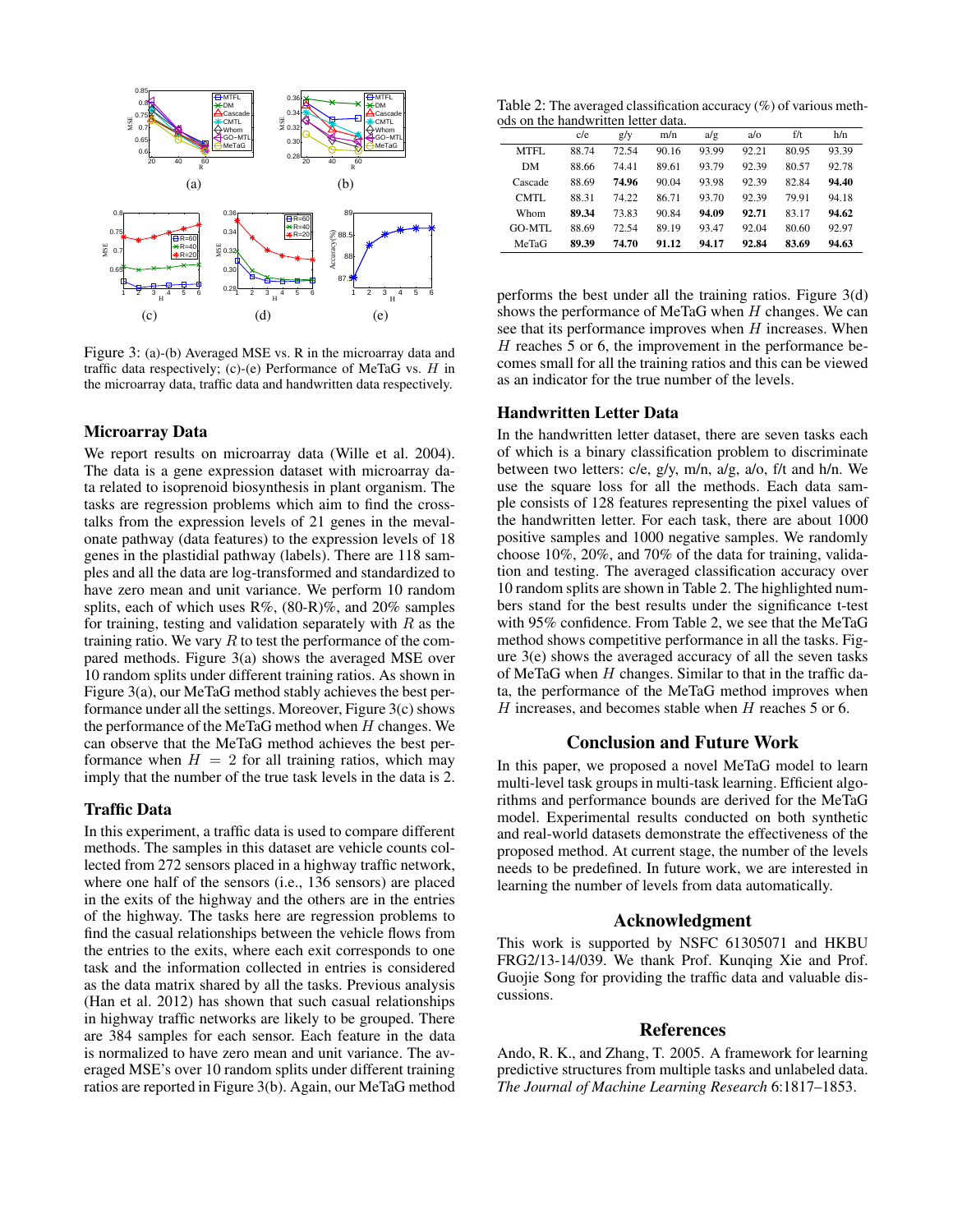(a)

0.85
0.8
0.75
0.7
0.65
0.6
MSE
20 40 60
R
MTFL
DM
Cascade
CMTL
Whom
GO-MTL
MeTaG

(b)

0.36
0.34
0.32
0.30
0.28
MSE
20 40 60
R
MTFL
DM
Cascade
CMTL
Whom
GO-MTL
MeTaG

(c)

0.8
0.75
0.7
0.65
MSE
1 2 3 4 5 6
H
R=60
R=40
R=20

(d)

0.36
0.34
0.32
0.30
0.28
MSE
1 2 3 4 5 6
H
R=60
R=40
R=20

(e)

89
88.5
88
87.5
Accuracy(%)
1 2 3 4 5 6
H

Figure 3: (a)-(b) Averaged MSE vs. R in the microarray data and traffic data respectively; (c)-(e) Performance of MeTaG vs. $H$ in the microarray data, traffic data and handwritten data respectively.

## Microarray Data

We report results on microarray data (Wille et al. 2004). The data is a gene expression dataset with microarray data related to isoprenoid biosynthesis in plant organism. The tasks are regression problems which aim to find the cross-talks from the expression levels of 21 genes in the mevalonate pathway (data features) to the expression levels of 18 genes in the plastidial pathway (labels). There are 118 samples and all the data are log-transformed and standardized to have zero mean and unit variance. We perform 10 random splits, each of which uses R%, (80-R)%, and 20% samples for training, testing and validation separately with $R$ as the training ratio. We vary $R$ to test the performance of the compared methods. Figure 3(a) shows the averaged MSE over 10 random splits under different training ratios. As shown in Figure 3(a), our MeTaG method stably achieves the best performance under all the settings. Moreover, Figure 3(c) shows the performance of the MeTaG method when $H$ changes. We can observe that the MeTaG method achieves the best performance when $H = 2$ for all training ratios, which may imply that the number of the true task levels in the data is 2.

## Traffic Data

In this experiment, a traffic data is used to compare different methods. The samples in this dataset are vehicle counts collected from 272 sensors placed in a highway traffic network, where one half of the sensors (i.e., 136 sensors) are placed in the exits of the highway and the others are in the entries of the highway. The tasks here are regression problems to find the casual relationships between the vehicle flows from the entries to the exits, where each exit corresponds to one task and the information collected in entries is considered as the data matrix shared by all the tasks. Previous analysis (Han et al. 2012) has shown that such casual relationships in highway traffic networks are likely to be grouped. There are 384 samples for each sensor. Each feature in the data is normalized to have zero mean and unit variance. The averaged MSE's over 10 random splits under different training ratios are reported in Figure 3(b). Again, our MeTaG method performs the best under all the training ratios. Figure 3(d) shows the performance of MeTaG when $H$ changes. We can see that its performance improves when $H$ increases. When $H$ reaches 5 or 6, the improvement in the performance becomes small for all the training ratios and this can be viewed as an indicator for the true number of the levels.

Table 2: The averaged classification accuracy (%) of various methods on the handwritten letter data.

| | c/e | g/y | m/n | a/g | a/o | f/t | h/n |
|---|---|---|---|---|---|---|---|
| MTFL | 88.74 | 72.54 | 90.16 | 93.99 | 92.21 | 80.95 | 93.39 |
| DM | 88.66 | 74.41 | 89.61 | 93.79 | 92.39 | 80.57 | 92.78 |
| Cascade | 88.69 | **74.96** | 90.04 | 93.98 | 92.39 | 82.84 | **94.40** |
| CMTL | 88.31 | 74.22 | 86.71 | 93.70 | 92.39 | 79.91 | 94.18 |
| Whom | **89.34** | 73.83 | 90.84 | **94.09** | **92.71** | 83.17 | **94.62** |
| GO-MTL | 88.69 | 72.54 | 89.19 | 93.47 | 92.04 | 80.60 | 92.97 |
| MeTaG | **89.39** | **74.70** | **91.12** | **94.17** | **92.84** | **83.69** | **94.63** |

## Handwritten Letter Data

In the handwritten letter dataset, there are seven tasks each of which is a binary classification problem to discriminate between two letters: c/e, g/y, m/n, a/g, a/o, f/t and h/n. We use the square loss for all the methods. Each data sample consists of 128 features representing the pixel values of the handwritten letter. For each task, there are about 1000 positive samples and 1000 negative samples. We randomly choose 10%, 20%, and 70% of the data for training, validation and testing. The averaged classification accuracy over 10 random splits are shown in Table 2. The highlighted numbers stand for the best results under the significance t-test with 95% confidence. From Table 2, we see that the MeTaG method shows competitive performance in all the tasks. Figure 3(e) shows the averaged accuracy of all the seven tasks of MeTaG when $H$ changes. Similar to that in the traffic data, the performance of the MeTaG method improves when $H$ increases, and becomes stable when $H$ reaches 5 or 6.

## Conclusion and Future Work

In this paper, we proposed a novel MeTaG model to learn multi-level task groups in multi-task learning. Efficient algorithms and performance bounds are derived for the MeTaG model. Experimental results conducted on both synthetic and real-world datasets demonstrate the effectiveness of the proposed method. At current stage, the number of the levels needs to be predefined. In future work, we are interested in learning the number of levels from data automatically.

## Acknowledgment

This work is supported by NSFC 61305071 and HKBU FRG2/13-14/039. We thank Prof. Kunqing Xie and Prof. Guojie Song for providing the traffic data and valuable discussions.

## References

Ando, R. K., and Zhang, T. 2005. A framework for learning predictive structures from multiple tasks and unlabeled data. *The Journal of Machine Learning Research* 6:1817–1853.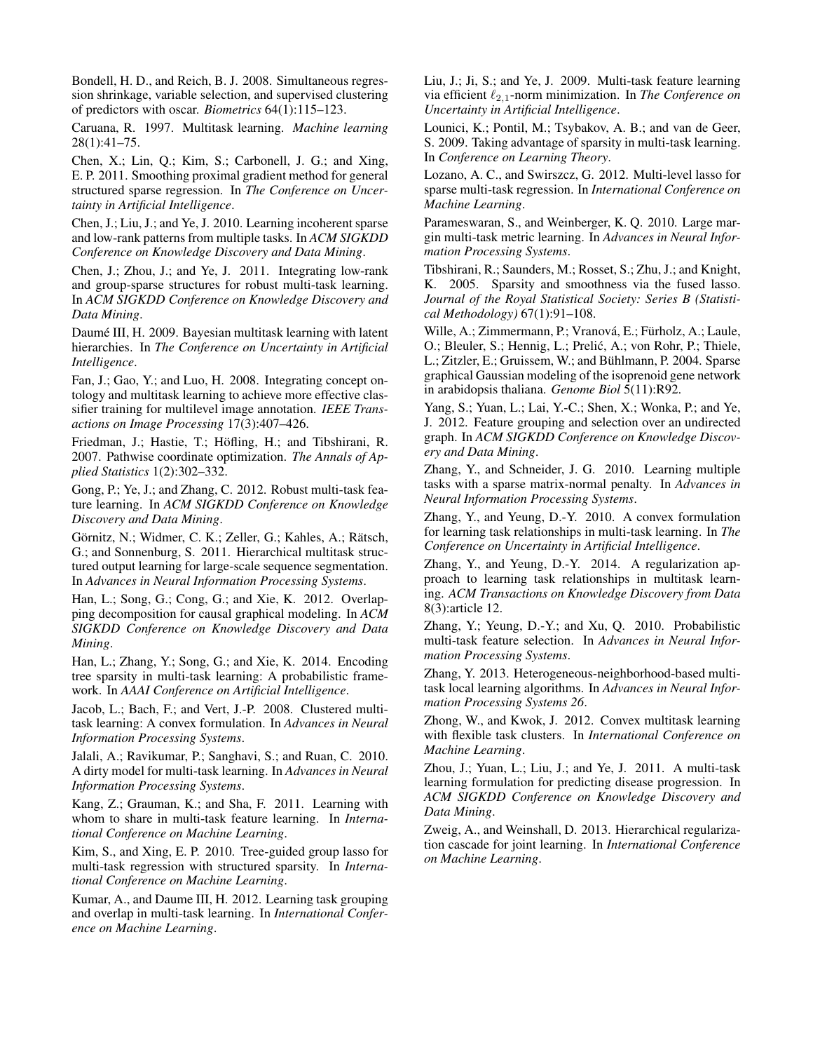Bondell, H. D., and Reich, B. J. 2008. Simultaneous regression shrinkage, variable selection, and supervised clustering of predictors with oscar. *Biometrics* 64(1):115–123.

Caruana, R. 1997. Multitask learning. *Machine learning* 28(1):41–75.

Chen, X.; Lin, Q.; Kim, S.; Carbonell, J. G.; and Xing, E. P. 2011. Smoothing proximal gradient method for general structured sparse regression. In *The Conference on Uncertainty in Artificial Intelligence*.

Chen, J.; Liu, J.; and Ye, J. 2010. Learning incoherent sparse and low-rank patterns from multiple tasks. In *ACM SIGKDD Conference on Knowledge Discovery and Data Mining*.

Chen, J.; Zhou, J.; and Ye, J. 2011. Integrating low-rank and group-sparse structures for robust multi-task learning. In *ACM SIGKDD Conference on Knowledge Discovery and Data Mining*.

Daumé III, H. 2009. Bayesian multitask learning with latent hierarchies. In *The Conference on Uncertainty in Artificial Intelligence*.

Fan, J.; Gao, Y.; and Luo, H. 2008. Integrating concept ontology and multitask learning to achieve more effective classifier training for multilevel image annotation. *IEEE Transactions on Image Processing* 17(3):407–426.

Friedman, J.; Hastie, T.; Höfling, H.; and Tibshirani, R. 2007. Pathwise coordinate optimization. *The Annals of Applied Statistics* 1(2):302–332.

Gong, P.; Ye, J.; and Zhang, C. 2012. Robust multi-task feature learning. In *ACM SIGKDD Conference on Knowledge Discovery and Data Mining*.

Görnitz, N.; Widmer, C. K.; Zeller, G.; Kahles, A.; Rätsch, G.; and Sonnenburg, S. 2011. Hierarchical multitask structured output learning for large-scale sequence segmentation. In *Advances in Neural Information Processing Systems*.

Han, L.; Song, G.; Cong, G.; and Xie, K. 2012. Overlapping decomposition for causal graphical modeling. In *ACM SIGKDD Conference on Knowledge Discovery and Data Mining*.

Han, L.; Zhang, Y.; Song, G.; and Xie, K. 2014. Encoding tree sparsity in multi-task learning: A probabilistic framework. In *AAAI Conference on Artificial Intelligence*.

Jacob, L.; Bach, F.; and Vert, J.-P. 2008. Clustered multitask learning: A convex formulation. In *Advances in Neural Information Processing Systems*.

Jalali, A.; Ravikumar, P.; Sanghavi, S.; and Ruan, C. 2010. A dirty model for multi-task learning. In *Advances in Neural Information Processing Systems*.

Kang, Z.; Grauman, K.; and Sha, F. 2011. Learning with whom to share in multi-task feature learning. In *International Conference on Machine Learning*.

Kim, S., and Xing, E. P. 2010. Tree-guided group lasso for multi-task regression with structured sparsity. In *International Conference on Machine Learning*.

Kumar, A., and Daume III, H. 2012. Learning task grouping and overlap in multi-task learning. In *International Conference on Machine Learning*.

Liu, J.; Ji, S.; and Ye, J. 2009. Multi-task feature learning via efficient $\ell_{2,1}$-norm minimization. In *The Conference on Uncertainty in Artificial Intelligence*.

Lounici, K.; Pontil, M.; Tsybakov, A. B.; and van de Geer, S. 2009. Taking advantage of sparsity in multi-task learning. In *Conference on Learning Theory*.

Lozano, A. C., and Swirszcz, G. 2012. Multi-level lasso for sparse multi-task regression. In *International Conference on Machine Learning*.

Parameswaran, S., and Weinberger, K. Q. 2010. Large margin multi-task metric learning. In *Advances in Neural Information Processing Systems*.

Tibshirani, R.; Saunders, M.; Rosset, S.; Zhu, J.; and Knight, K. 2005. Sparsity and smoothness via the fused lasso. *Journal of the Royal Statistical Society: Series B (Statistical Methodology)* 67(1):91–108.

Wille, A.; Zimmermann, P.; Vranová, E.; Fürholz, A.; Laule, O.; Bleuler, S.; Hennig, L.; Prelić, A.; von Rohr, P.; Thiele, L.; Zitzler, E.; Gruissem, W.; and Bühlmann, P. 2004. Sparse graphical Gaussian modeling of the isoprenoid gene network in arabidopsis thaliana. *Genome Biol* 5(11):R92.

Yang, S.; Yuan, L.; Lai, Y.-C.; Shen, X.; Wonka, P.; and Ye, J. 2012. Feature grouping and selection over an undirected graph. In *ACM SIGKDD Conference on Knowledge Discovery and Data Mining*.

Zhang, Y., and Schneider, J. G. 2010. Learning multiple tasks with a sparse matrix-normal penalty. In *Advances in Neural Information Processing Systems*.

Zhang, Y., and Yeung, D.-Y. 2010. A convex formulation for learning task relationships in multi-task learning. In *The Conference on Uncertainty in Artificial Intelligence*.

Zhang, Y., and Yeung, D.-Y. 2014. A regularization approach to learning task relationships in multitask learning. *ACM Transactions on Knowledge Discovery from Data* 8(3):article 12.

Zhang, Y.; Yeung, D.-Y.; and Xu, Q. 2010. Probabilistic multi-task feature selection. In *Advances in Neural Information Processing Systems*.

Zhang, Y. 2013. Heterogeneous-neighborhood-based multi-task local learning algorithms. In *Advances in Neural Information Processing Systems 26*.

Zhong, W., and Kwok, J. 2012. Convex multitask learning with flexible task clusters. In *International Conference on Machine Learning*.

Zhou, J.; Yuan, L.; Liu, J.; and Ye, J. 2011. A multi-task learning formulation for predicting disease progression. In *ACM SIGKDD Conference on Knowledge Discovery and Data Mining*.

Zweig, A., and Weinshall, D. 2013. Hierarchical regularization cascade for joint learning. In *International Conference on Machine Learning*.